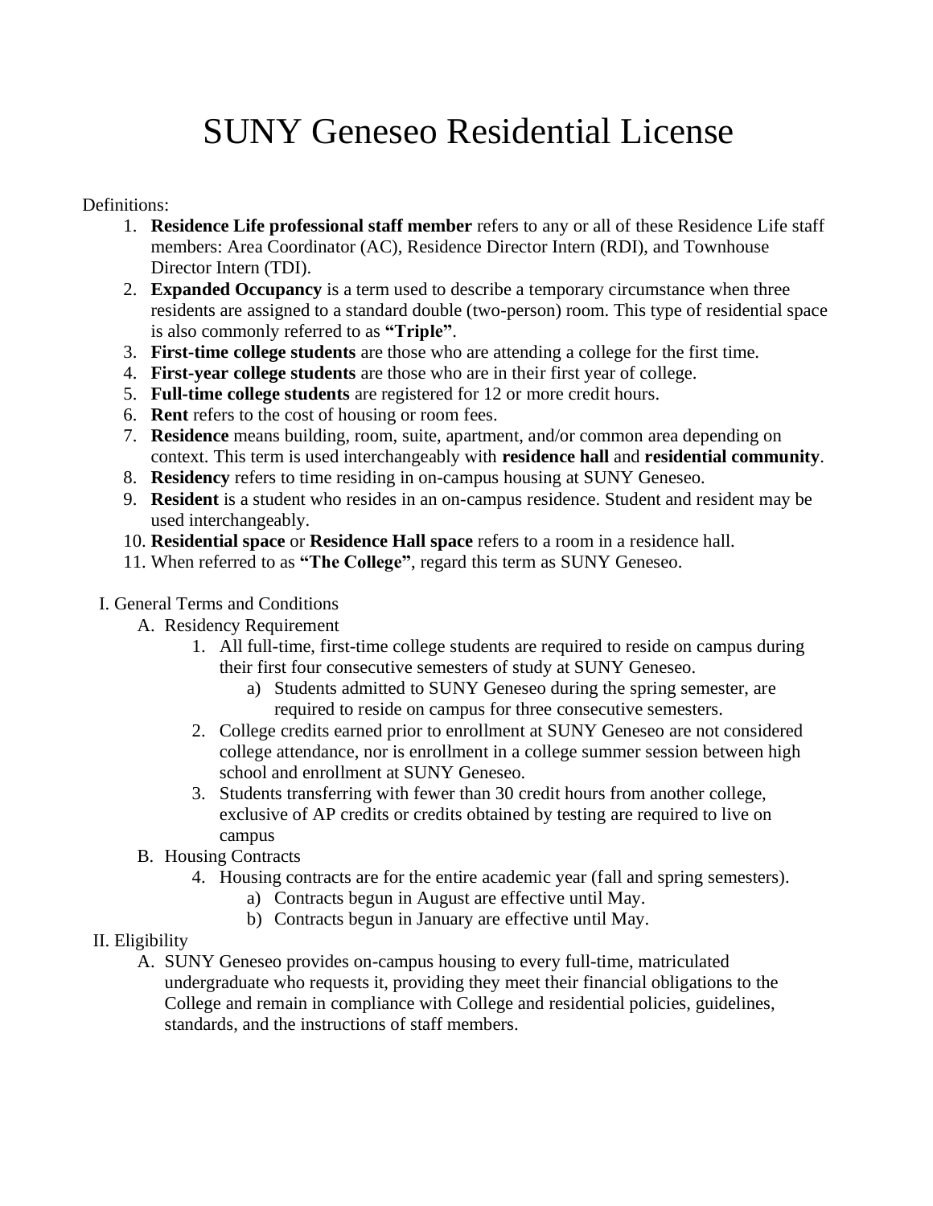# SUNY Geneseo Residential License

Definitions:

1. **Residence Life professional staff member** refers to any or all of these Residence Life staff members: Area Coordinator (AC), Residence Director Intern (RDI), and Townhouse Director Intern (TDI).
2. **Expanded Occupancy** is a term used to describe a temporary circumstance when three residents are assigned to a standard double (two-person) room. This type of residential space is also commonly referred to as **"Triple"**.
3. **First-time college students** are those who are attending a college for the first time.
4. **First-year college students** are those who are in their first year of college.
5. **Full-time college students** are registered for 12 or more credit hours.
6. **Rent** refers to the cost of housing or room fees.
7. **Residence** means building, room, suite, apartment, and/or common area depending on context. This term is used interchangeably with **residence hall** and **residential community**.
8. **Residency** refers to time residing in on-campus housing at SUNY Geneseo.
9. **Resident** is a student who resides in an on-campus residence. Student and resident may be used interchangeably.
10. **Residential space** or **Residence Hall space** refers to a room in a residence hall.
11. When referred to as **"The College"**, regard this term as SUNY Geneseo.

I. General Terms and Conditions

A. Residency Requirement

1. All full-time, first-time college students are required to reside on campus during their first four consecutive semesters of study at SUNY Geneseo.
   a) Students admitted to SUNY Geneseo during the spring semester, are required to reside on campus for three consecutive semesters.
2. College credits earned prior to enrollment at SUNY Geneseo are not considered college attendance, nor is enrollment in a college summer session between high school and enrollment at SUNY Geneseo.
3. Students transferring with fewer than 30 credit hours from another college, exclusive of AP credits or credits obtained by testing are required to live on campus

B. Housing Contracts

4. Housing contracts are for the entire academic year (fall and spring semesters).
   a) Contracts begun in August are effective until May.
   b) Contracts begun in January are effective until May.

II. Eligibility

A. SUNY Geneseo provides on-campus housing to every full-time, matriculated undergraduate who requests it, providing they meet their financial obligations to the College and remain in compliance with College and residential policies, guidelines, standards, and the instructions of staff members.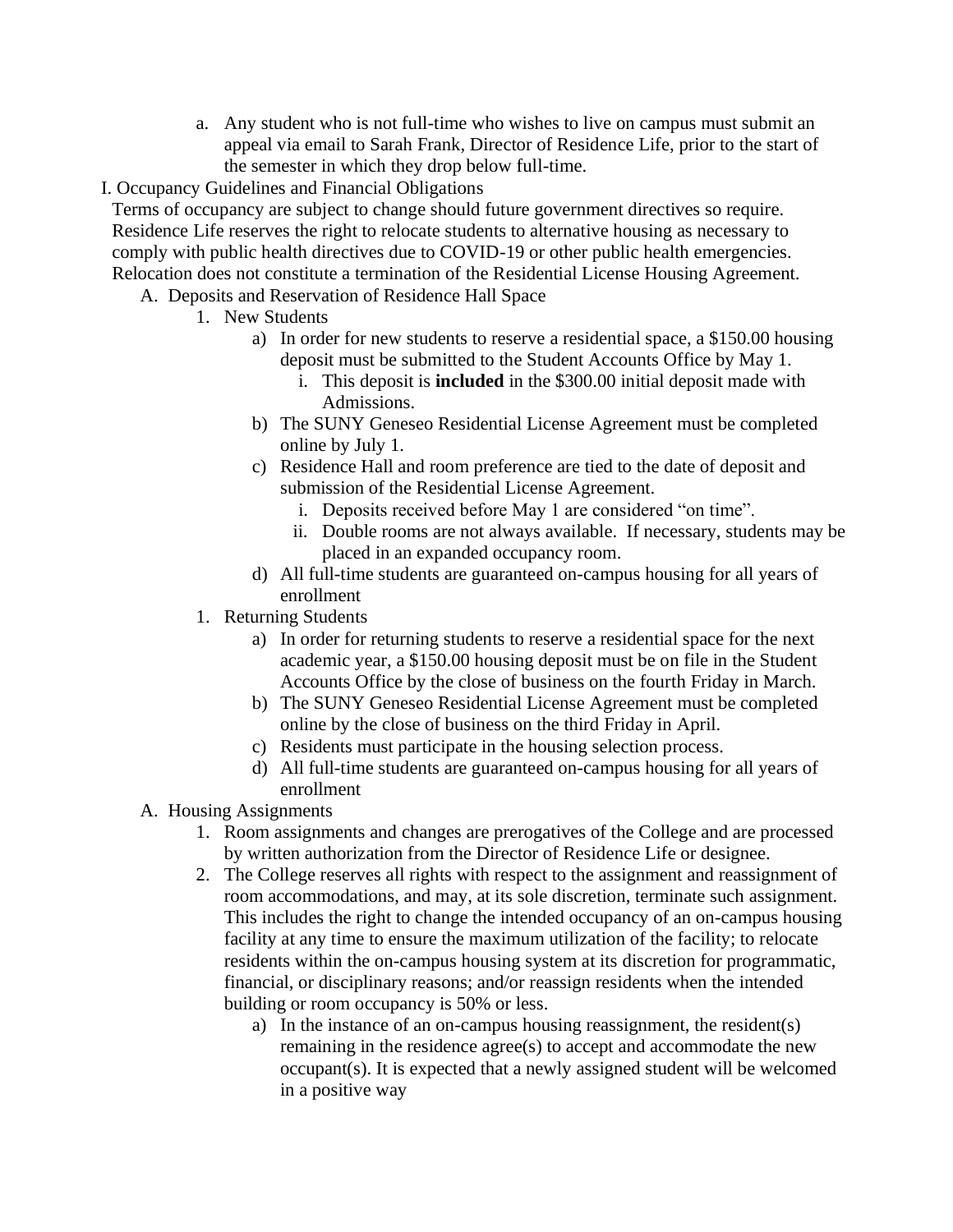a. Any student who is not full-time who wishes to live on campus must submit an appeal via email to Sarah Frank, Director of Residence Life, prior to the start of the semester in which they drop below full-time.

## I. Occupancy Guidelines and Financial Obligations

Terms of occupancy are subject to change should future government directives so require. Residence Life reserves the right to relocate students to alternative housing as necessary to comply with public health directives due to COVID-19 or other public health emergencies. Relocation does not constitute a termination of the Residential License Housing Agreement.

### A. Deposits and Reservation of Residence Hall Space

1. New Students
   - a) In order for new students to reserve a residential space, a $150.00 housing deposit must be submitted to the Student Accounts Office by May 1.
     - i. This deposit is **included** in the $300.00 initial deposit made with Admissions.
   - b) The SUNY Geneseo Residential License Agreement must be completed online by July 1.
   - c) Residence Hall and room preference are tied to the date of deposit and submission of the Residential License Agreement.
     - i. Deposits received before May 1 are considered "on time".
     - ii. Double rooms are not always available. If necessary, students may be placed in an expanded occupancy room.
   - d) All full-time students are guaranteed on-campus housing for all years of enrollment
1. Returning Students
   - a) In order for returning students to reserve a residential space for the next academic year, a $150.00 housing deposit must be on file in the Student Accounts Office by the close of business on the fourth Friday in March.
   - b) The SUNY Geneseo Residential License Agreement must be completed online by the close of business on the third Friday in April.
   - c) Residents must participate in the housing selection process.
   - d) All full-time students are guaranteed on-campus housing for all years of enrollment

### A. Housing Assignments

1. Room assignments and changes are prerogatives of the College and are processed by written authorization from the Director of Residence Life or designee.
2. The College reserves all rights with respect to the assignment and reassignment of room accommodations, and may, at its sole discretion, terminate such assignment. This includes the right to change the intended occupancy of an on-campus housing facility at any time to ensure the maximum utilization of the facility; to relocate residents within the on-campus housing system at its discretion for programmatic, financial, or disciplinary reasons; and/or reassign residents when the intended building or room occupancy is 50% or less.
   - a) In the instance of an on-campus housing reassignment, the resident(s) remaining in the residence agree(s) to accept and accommodate the new occupant(s). It is expected that a newly assigned student will be welcomed in a positive way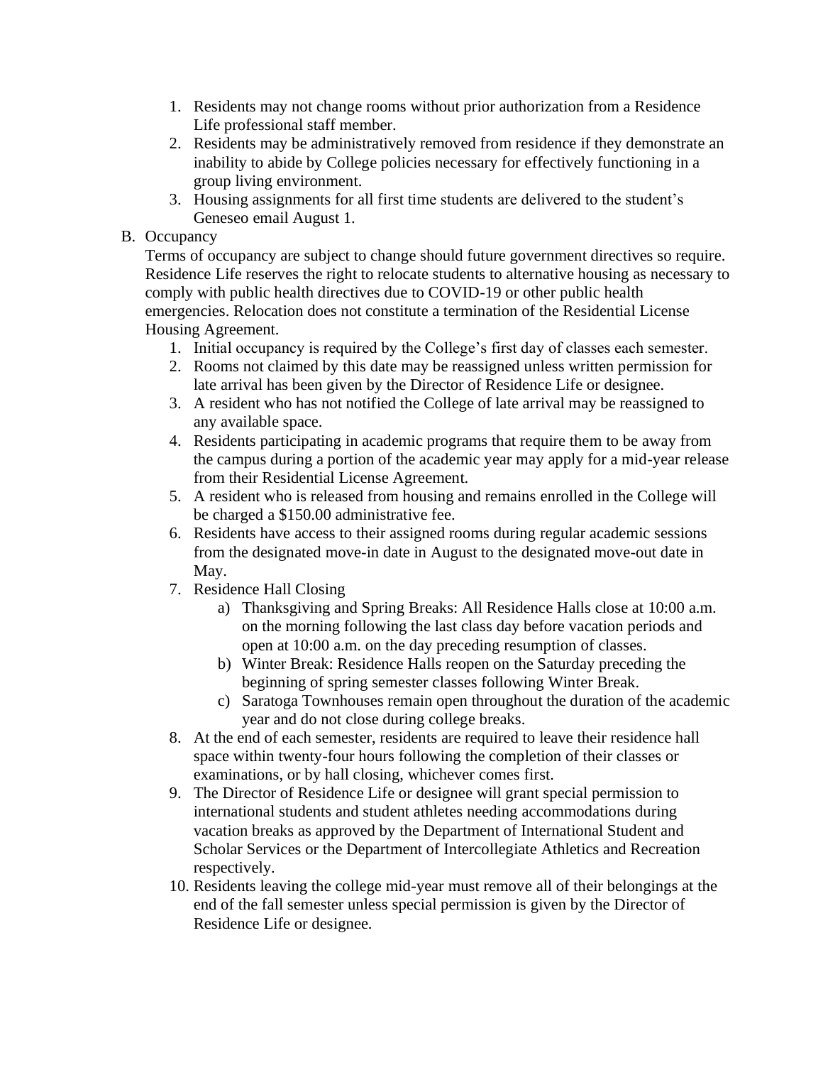1. Residents may not change rooms without prior authorization from a Residence Life professional staff member.
2. Residents may be administratively removed from residence if they demonstrate an inability to abide by College policies necessary for effectively functioning in a group living environment.
3. Housing assignments for all first time students are delivered to the student's Geneseo email August 1.

B. Occupancy

Terms of occupancy are subject to change should future government directives so require. Residence Life reserves the right to relocate students to alternative housing as necessary to comply with public health directives due to COVID-19 or other public health emergencies. Relocation does not constitute a termination of the Residential License Housing Agreement.

1. Initial occupancy is required by the College's first day of classes each semester.
2. Rooms not claimed by this date may be reassigned unless written permission for late arrival has been given by the Director of Residence Life or designee.
3. A resident who has not notified the College of late arrival may be reassigned to any available space.
4. Residents participating in academic programs that require them to be away from the campus during a portion of the academic year may apply for a mid-year release from their Residential License Agreement.
5. A resident who is released from housing and remains enrolled in the College will be charged a $150.00 administrative fee.
6. Residents have access to their assigned rooms during regular academic sessions from the designated move-in date in August to the designated move-out date in May.
7. Residence Hall Closing
   a) Thanksgiving and Spring Breaks: All Residence Halls close at 10:00 a.m. on the morning following the last class day before vacation periods and open at 10:00 a.m. on the day preceding resumption of classes.
   b) Winter Break: Residence Halls reopen on the Saturday preceding the beginning of spring semester classes following Winter Break.
   c) Saratoga Townhouses remain open throughout the duration of the academic year and do not close during college breaks.
8. At the end of each semester, residents are required to leave their residence hall space within twenty-four hours following the completion of their classes or examinations, or by hall closing, whichever comes first.
9. The Director of Residence Life or designee will grant special permission to international students and student athletes needing accommodations during vacation breaks as approved by the Department of International Student and Scholar Services or the Department of Intercollegiate Athletics and Recreation respectively.
10. Residents leaving the college mid-year must remove all of their belongings at the end of the fall semester unless special permission is given by the Director of Residence Life or designee.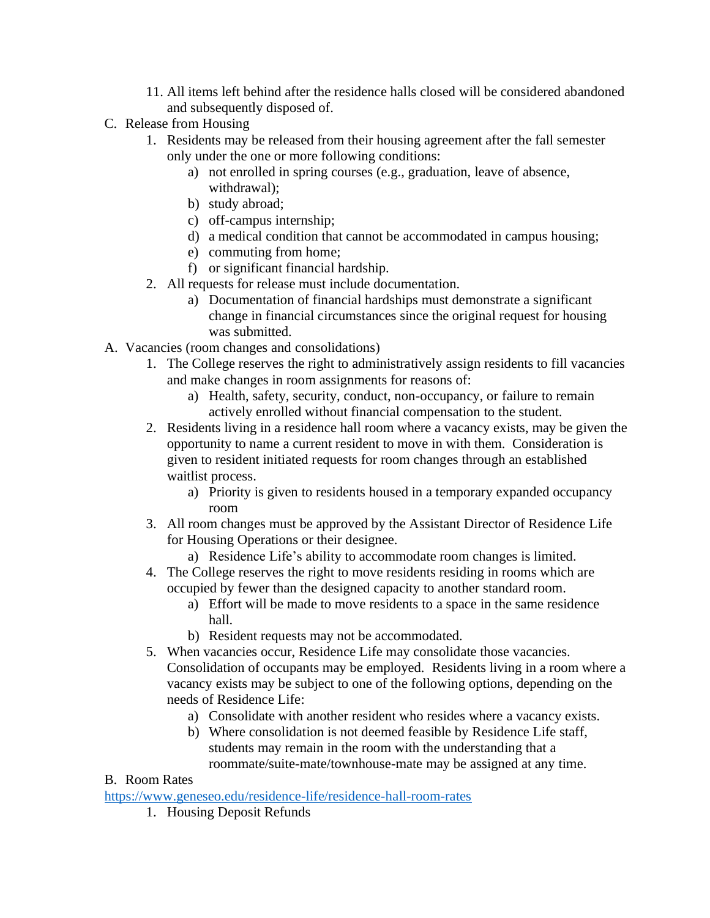11. All items left behind after the residence halls closed will be considered abandoned and subsequently disposed of.

C. Release from Housing
   1. Residents may be released from their housing agreement after the fall semester only under the one or more following conditions:
      a) not enrolled in spring courses (e.g., graduation, leave of absence, withdrawal);
      b) study abroad;
      c) off-campus internship;
      d) a medical condition that cannot be accommodated in campus housing;
      e) commuting from home;
      f) or significant financial hardship.
   2. All requests for release must include documentation.
      a) Documentation of financial hardships must demonstrate a significant change in financial circumstances since the original request for housing was submitted.

A. Vacancies (room changes and consolidations)
   1. The College reserves the right to administratively assign residents to fill vacancies and make changes in room assignments for reasons of:
      a) Health, safety, security, conduct, non-occupancy, or failure to remain actively enrolled without financial compensation to the student.
   2. Residents living in a residence hall room where a vacancy exists, may be given the opportunity to name a current resident to move in with them. Consideration is given to resident initiated requests for room changes through an established waitlist process.
      a) Priority is given to residents housed in a temporary expanded occupancy room
   3. All room changes must be approved by the Assistant Director of Residence Life for Housing Operations or their designee.
      a) Residence Life's ability to accommodate room changes is limited.
   4. The College reserves the right to move residents residing in rooms which are occupied by fewer than the designed capacity to another standard room.
      a) Effort will be made to move residents to a space in the same residence hall.
      b) Resident requests may not be accommodated.
   5. When vacancies occur, Residence Life may consolidate those vacancies. Consolidation of occupants may be employed. Residents living in a room where a vacancy exists may be subject to one of the following options, depending on the needs of Residence Life:
      a) Consolidate with another resident who resides where a vacancy exists.
      b) Where consolidation is not deemed feasible by Residence Life staff, students may remain in the room with the understanding that a roommate/suite-mate/townhouse-mate may be assigned at any time.

B. Room Rates

https://www.geneseo.edu/residence-life/residence-hall-room-rates

   1. Housing Deposit Refunds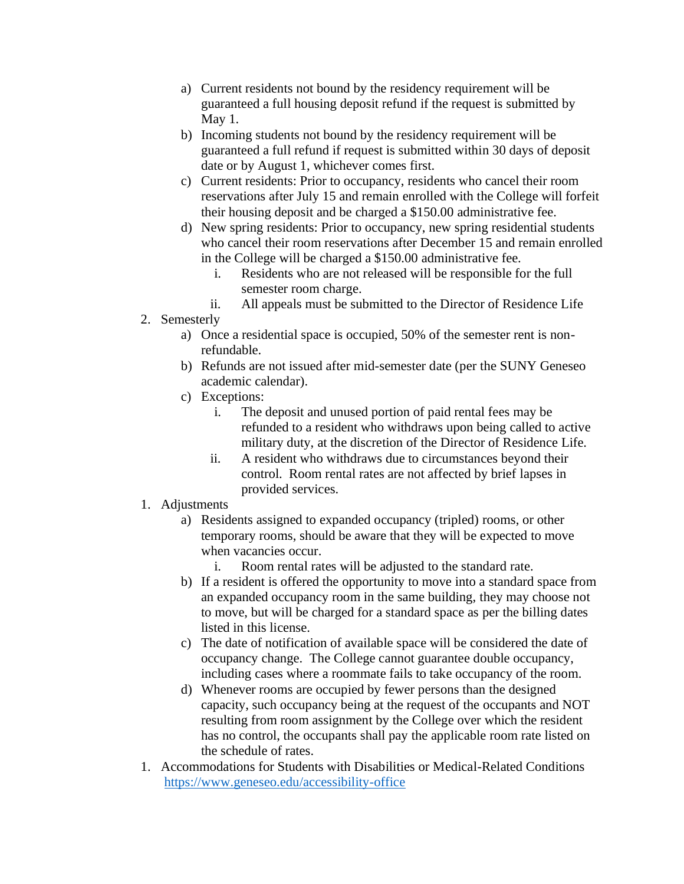a) Current residents not bound by the residency requirement will be guaranteed a full housing deposit refund if the request is submitted by May 1.
b) Incoming students not bound by the residency requirement will be guaranteed a full refund if request is submitted within 30 days of deposit date or by August 1, whichever comes first.
c) Current residents: Prior to occupancy, residents who cancel their room reservations after July 15 and remain enrolled with the College will forfeit their housing deposit and be charged a $150.00 administrative fee.
d) New spring residents: Prior to occupancy, new spring residential students who cancel their room reservations after December 15 and remain enrolled in the College will be charged a $150.00 administrative fee.
   i. Residents who are not released will be responsible for the full semester room charge.
   ii. All appeals must be submitted to the Director of Residence Life

2. Semesterly
   a) Once a residential space is occupied, 50% of the semester rent is non-refundable.
   b) Refunds are not issued after mid-semester date (per the SUNY Geneseo academic calendar).
   c) Exceptions:
      i. The deposit and unused portion of paid rental fees may be refunded to a resident who withdraws upon being called to active military duty, at the discretion of the Director of Residence Life.
      ii. A resident who withdraws due to circumstances beyond their control. Room rental rates are not affected by brief lapses in provided services.

1. Adjustments
   a) Residents assigned to expanded occupancy (tripled) rooms, or other temporary rooms, should be aware that they will be expected to move when vacancies occur.
      i. Room rental rates will be adjusted to the standard rate.
   b) If a resident is offered the opportunity to move into a standard space from an expanded occupancy room in the same building, they may choose not to move, but will be charged for a standard space as per the billing dates listed in this license.
   c) The date of notification of available space will be considered the date of occupancy change. The College cannot guarantee double occupancy, including cases where a roommate fails to take occupancy of the room.
   d) Whenever rooms are occupied by fewer persons than the designed capacity, such occupancy being at the request of the occupants and NOT resulting from room assignment by the College over which the resident has no control, the occupants shall pay the applicable room rate listed on the schedule of rates.

1. Accommodations for Students with Disabilities or Medical-Related Conditions
   [https://www.geneseo.edu/accessibility-office](https://www.geneseo.edu/accessibility-office)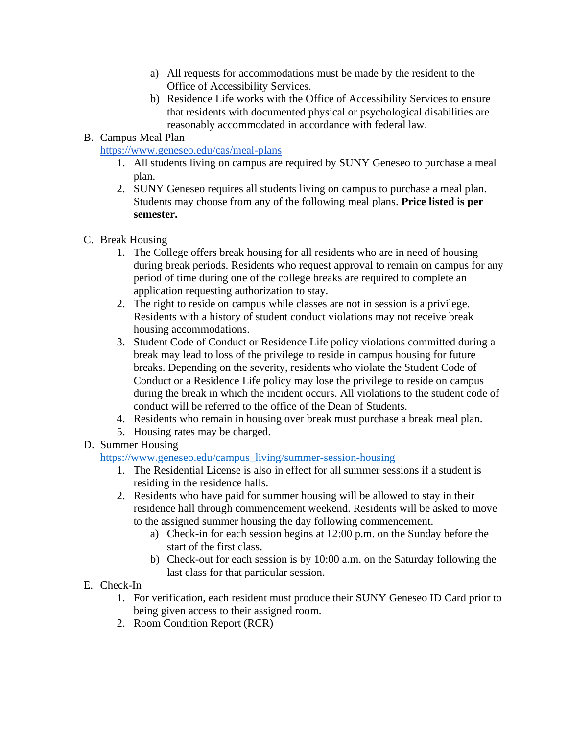a) All requests for accommodations must be made by the resident to the Office of Accessibility Services.
b) Residence Life works with the Office of Accessibility Services to ensure that residents with documented physical or psychological disabilities are reasonably accommodated in accordance with federal law.

B. Campus Meal Plan
https://www.geneseo.edu/cas/meal-plans

1. All students living on campus are required by SUNY Geneseo to purchase a meal plan.
2. SUNY Geneseo requires all students living on campus to purchase a meal plan. Students may choose from any of the following meal plans. **Price listed is per semester.**

C. Break Housing

1. The College offers break housing for all residents who are in need of housing during break periods. Residents who request approval to remain on campus for any period of time during one of the college breaks are required to complete an application requesting authorization to stay.
2. The right to reside on campus while classes are not in session is a privilege. Residents with a history of student conduct violations may not receive break housing accommodations.
3. Student Code of Conduct or Residence Life policy violations committed during a break may lead to loss of the privilege to reside in campus housing for future breaks. Depending on the severity, residents who violate the Student Code of Conduct or a Residence Life policy may lose the privilege to reside on campus during the break in which the incident occurs. All violations to the student code of conduct will be referred to the office of the Dean of Students.
4. Residents who remain in housing over break must purchase a break meal plan.
5. Housing rates may be charged.

D. Summer Housing
https://www.geneseo.edu/campus_living/summer-session-housing

1. The Residential License is also in effect for all summer sessions if a student is residing in the residence halls.
2. Residents who have paid for summer housing will be allowed to stay in their residence hall through commencement weekend. Residents will be asked to move to the assigned summer housing the day following commencement.
   a) Check-in for each session begins at 12:00 p.m. on the Sunday before the start of the first class.
   b) Check-out for each session is by 10:00 a.m. on the Saturday following the last class for that particular session.

E. Check-In

1. For verification, each resident must produce their SUNY Geneseo ID Card prior to being given access to their assigned room.
2. Room Condition Report (RCR)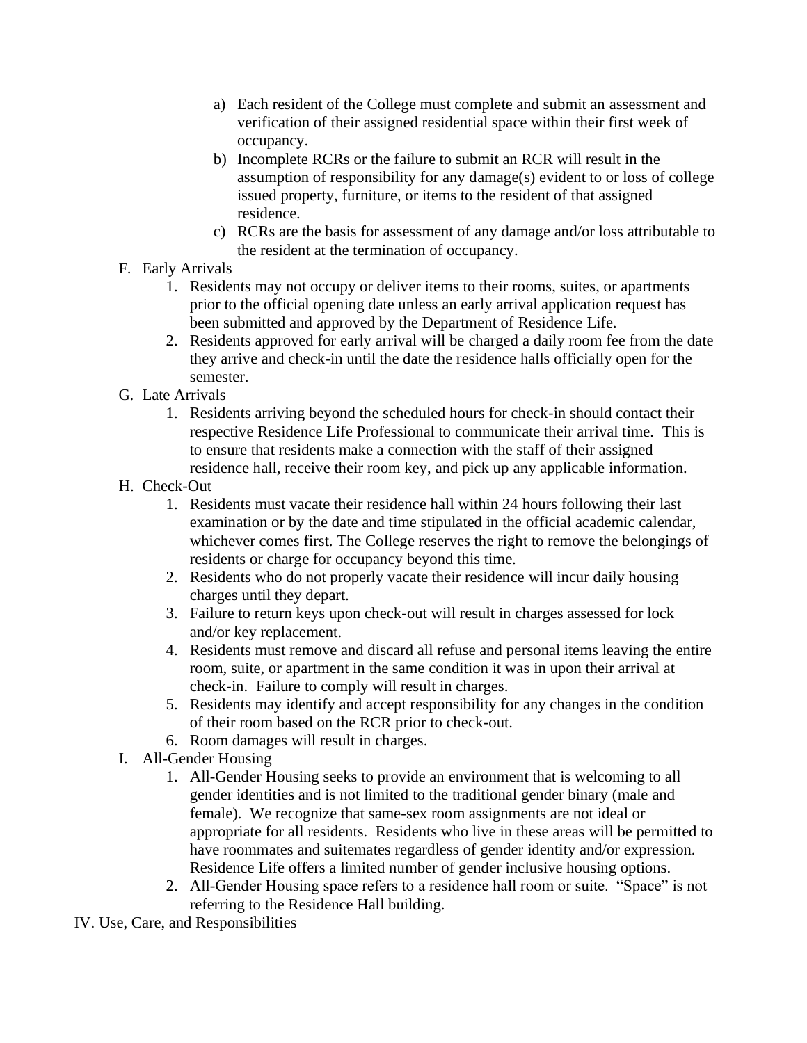a) Each resident of the College must complete and submit an assessment and verification of their assigned residential space within their first week of occupancy.

b) Incomplete RCRs or the failure to submit an RCR will result in the assumption of responsibility for any damage(s) evident to or loss of college issued property, furniture, or items to the resident of that assigned residence.

c) RCRs are the basis for assessment of any damage and/or loss attributable to the resident at the termination of occupancy.

F. Early Arrivals

1. Residents may not occupy or deliver items to their rooms, suites, or apartments prior to the official opening date unless an early arrival application request has been submitted and approved by the Department of Residence Life.
2. Residents approved for early arrival will be charged a daily room fee from the date they arrive and check-in until the date the residence halls officially open for the semester.

G. Late Arrivals

1. Residents arriving beyond the scheduled hours for check-in should contact their respective Residence Life Professional to communicate their arrival time. This is to ensure that residents make a connection with the staff of their assigned residence hall, receive their room key, and pick up any applicable information.

H. Check-Out

1. Residents must vacate their residence hall within 24 hours following their last examination or by the date and time stipulated in the official academic calendar, whichever comes first. The College reserves the right to remove the belongings of residents or charge for occupancy beyond this time.
2. Residents who do not properly vacate their residence will incur daily housing charges until they depart.
3. Failure to return keys upon check-out will result in charges assessed for lock and/or key replacement.
4. Residents must remove and discard all refuse and personal items leaving the entire room, suite, or apartment in the same condition it was in upon their arrival at check-in. Failure to comply will result in charges.
5. Residents may identify and accept responsibility for any changes in the condition of their room based on the RCR prior to check-out.
6. Room damages will result in charges.

I. All-Gender Housing

1. All-Gender Housing seeks to provide an environment that is welcoming to all gender identities and is not limited to the traditional gender binary (male and female). We recognize that same-sex room assignments are not ideal or appropriate for all residents. Residents who live in these areas will be permitted to have roommates and suitemates regardless of gender identity and/or expression. Residence Life offers a limited number of gender inclusive housing options.
2. All-Gender Housing space refers to a residence hall room or suite. "Space" is not referring to the Residence Hall building.

IV. Use, Care, and Responsibilities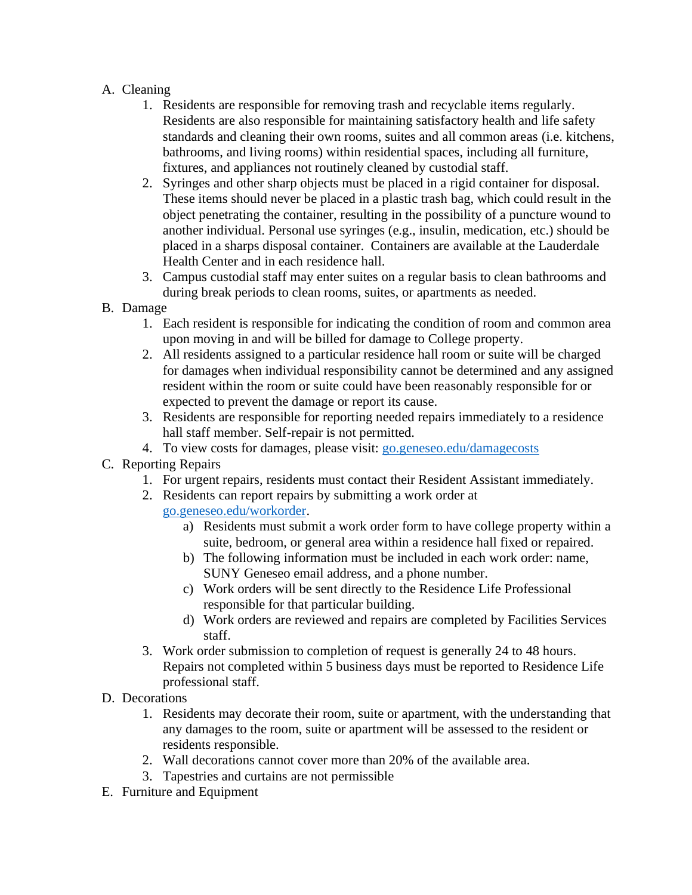A. Cleaning
   1. Residents are responsible for removing trash and recyclable items regularly. Residents are also responsible for maintaining satisfactory health and life safety standards and cleaning their own rooms, suites and all common areas (i.e. kitchens, bathrooms, and living rooms) within residential spaces, including all furniture, fixtures, and appliances not routinely cleaned by custodial staff.
   2. Syringes and other sharp objects must be placed in a rigid container for disposal. These items should never be placed in a plastic trash bag, which could result in the object penetrating the container, resulting in the possibility of a puncture wound to another individual. Personal use syringes (e.g., insulin, medication, etc.) should be placed in a sharps disposal container. Containers are available at the Lauderdale Health Center and in each residence hall.
   3. Campus custodial staff may enter suites on a regular basis to clean bathrooms and during break periods to clean rooms, suites, or apartments as needed.

B. Damage
   1. Each resident is responsible for indicating the condition of room and common area upon moving in and will be billed for damage to College property.
   2. All residents assigned to a particular residence hall room or suite will be charged for damages when individual responsibility cannot be determined and any assigned resident within the room or suite could have been reasonably responsible for or expected to prevent the damage or report its cause.
   3. Residents are responsible for reporting needed repairs immediately to a residence hall staff member. Self-repair is not permitted.
   4. To view costs for damages, please visit: [go.geneseo.edu/damagecosts](go.geneseo.edu/damagecosts)

C. Reporting Repairs
   1. For urgent repairs, residents must contact their Resident Assistant immediately.
   2. Residents can report repairs by submitting a work order at [go.geneseo.edu/workorder](go.geneseo.edu/workorder).
      a) Residents must submit a work order form to have college property within a suite, bedroom, or general area within a residence hall fixed or repaired.
      b) The following information must be included in each work order: name, SUNY Geneseo email address, and a phone number.
      c) Work orders will be sent directly to the Residence Life Professional responsible for that particular building.
      d) Work orders are reviewed and repairs are completed by Facilities Services staff.
   3. Work order submission to completion of request is generally 24 to 48 hours. Repairs not completed within 5 business days must be reported to Residence Life professional staff.

D. Decorations
   1. Residents may decorate their room, suite or apartment, with the understanding that any damages to the room, suite or apartment will be assessed to the resident or residents responsible.
   2. Wall decorations cannot cover more than 20% of the available area.
   3. Tapestries and curtains are not permissible

E. Furniture and Equipment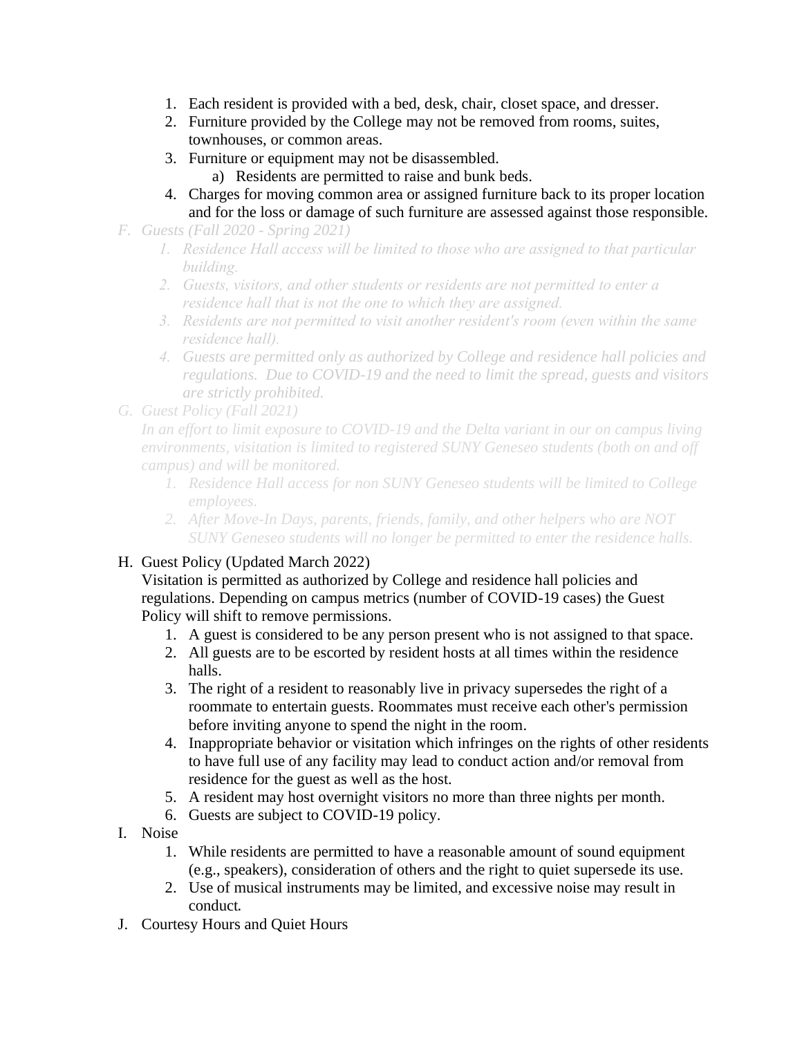1. Each resident is provided with a bed, desk, chair, closet space, and dresser.
2. Furniture provided by the College may not be removed from rooms, suites, townhouses, or common areas.
3. Furniture or equipment may not be disassembled.
   a) Residents are permitted to raise and bunk beds.
4. Charges for moving common area or assigned furniture back to its proper location and for the loss or damage of such furniture are assessed against those responsible.

F. *Guests (Fall 2020 - Spring 2021)*
   1. *Residence Hall access will be limited to those who are assigned to that particular building.*
   2. *Guests, visitors, and other students or residents are not permitted to enter a residence hall that is not the one to which they are assigned.*
   3. *Residents are not permitted to visit another resident's room (even within the same residence hall).*
   4. *Guests are permitted only as authorized by College and residence hall policies and regulations. Due to COVID-19 and the need to limit the spread, guests and visitors are strictly prohibited.*

G. *Guest Policy (Fall 2021)*
   *In an effort to limit exposure to COVID-19 and the Delta variant in our on campus living environments, visitation is limited to registered SUNY Geneseo students (both on and off campus) and will be monitored.*
   1. *Residence Hall access for non SUNY Geneseo students will be limited to College employees.*
   2. *After Move-In Days, parents, friends, family, and other helpers who are NOT SUNY Geneseo students will no longer be permitted to enter the residence halls.*

H. Guest Policy (Updated March 2022)
   Visitation is permitted as authorized by College and residence hall policies and regulations. Depending on campus metrics (number of COVID-19 cases) the Guest Policy will shift to remove permissions.
   1. A guest is considered to be any person present who is not assigned to that space.
   2. All guests are to be escorted by resident hosts at all times within the residence halls.
   3. The right of a resident to reasonably live in privacy supersedes the right of a roommate to entertain guests. Roommates must receive each other's permission before inviting anyone to spend the night in the room.
   4. Inappropriate behavior or visitation which infringes on the rights of other residents to have full use of any facility may lead to conduct action and/or removal from residence for the guest as well as the host.
   5. A resident may host overnight visitors no more than three nights per month.
   6. Guests are subject to COVID-19 policy.

I. Noise
   1. While residents are permitted to have a reasonable amount of sound equipment (e.g., speakers), consideration of others and the right to quiet supersede its use.
   2. Use of musical instruments may be limited, and excessive noise may result in conduct.

J. Courtesy Hours and Quiet Hours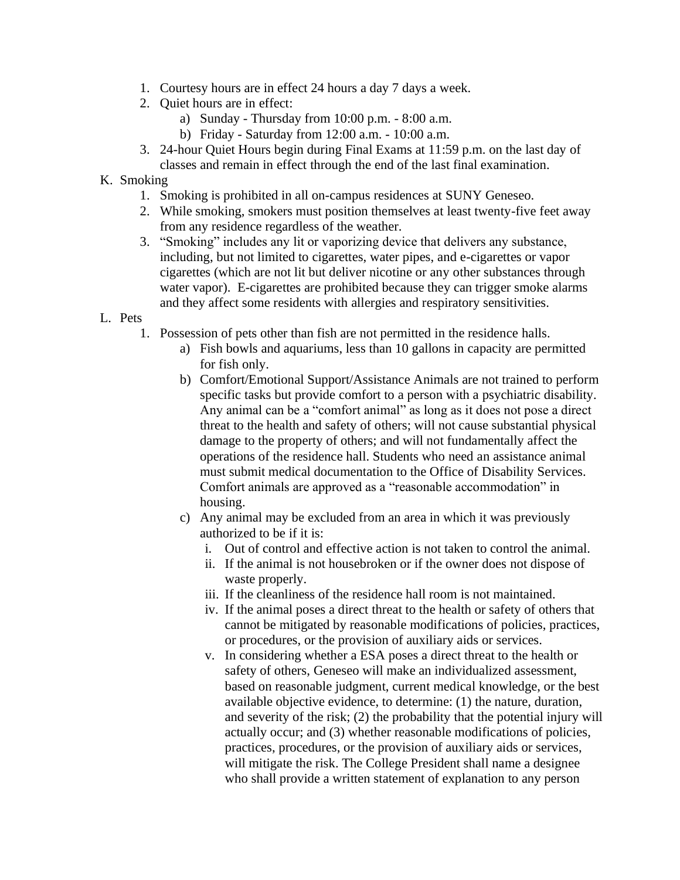1. Courtesy hours are in effect 24 hours a day 7 days a week.
2. Quiet hours are in effect:
    a) Sunday - Thursday from 10:00 p.m. - 8:00 a.m.
    b) Friday - Saturday from 12:00 a.m. - 10:00 a.m.
3. 24-hour Quiet Hours begin during Final Exams at 11:59 p.m. on the last day of classes and remain in effect through the end of the last final examination.

K. Smoking

1. Smoking is prohibited in all on-campus residences at SUNY Geneseo.
2. While smoking, smokers must position themselves at least twenty-five feet away from any residence regardless of the weather.
3. "Smoking" includes any lit or vaporizing device that delivers any substance, including, but not limited to cigarettes, water pipes, and e-cigarettes or vapor cigarettes (which are not lit but deliver nicotine or any other substances through water vapor). E-cigarettes are prohibited because they can trigger smoke alarms and they affect some residents with allergies and respiratory sensitivities.

L. Pets

1. Possession of pets other than fish are not permitted in the residence halls.
    a) Fish bowls and aquariums, less than 10 gallons in capacity are permitted for fish only.
    b) Comfort/Emotional Support/Assistance Animals are not trained to perform specific tasks but provide comfort to a person with a psychiatric disability. Any animal can be a "comfort animal" as long as it does not pose a direct threat to the health and safety of others; will not cause substantial physical damage to the property of others; and will not fundamentally affect the operations of the residence hall. Students who need an assistance animal must submit medical documentation to the Office of Disability Services. Comfort animals are approved as a "reasonable accommodation" in housing.
    c) Any animal may be excluded from an area in which it was previously authorized to be if it is:
        i. Out of control and effective action is not taken to control the animal.
        ii. If the animal is not housebroken or if the owner does not dispose of waste properly.
        iii. If the cleanliness of the residence hall room is not maintained.
        iv. If the animal poses a direct threat to the health or safety of others that cannot be mitigated by reasonable modifications of policies, practices, or procedures, or the provision of auxiliary aids or services.
        v. In considering whether a ESA poses a direct threat to the health or safety of others, Geneseo will make an individualized assessment, based on reasonable judgment, current medical knowledge, or the best available objective evidence, to determine: (1) the nature, duration, and severity of the risk; (2) the probability that the potential injury will actually occur; and (3) whether reasonable modifications of policies, practices, procedures, or the provision of auxiliary aids or services, will mitigate the risk. The College President shall name a designee who shall provide a written statement of explanation to any person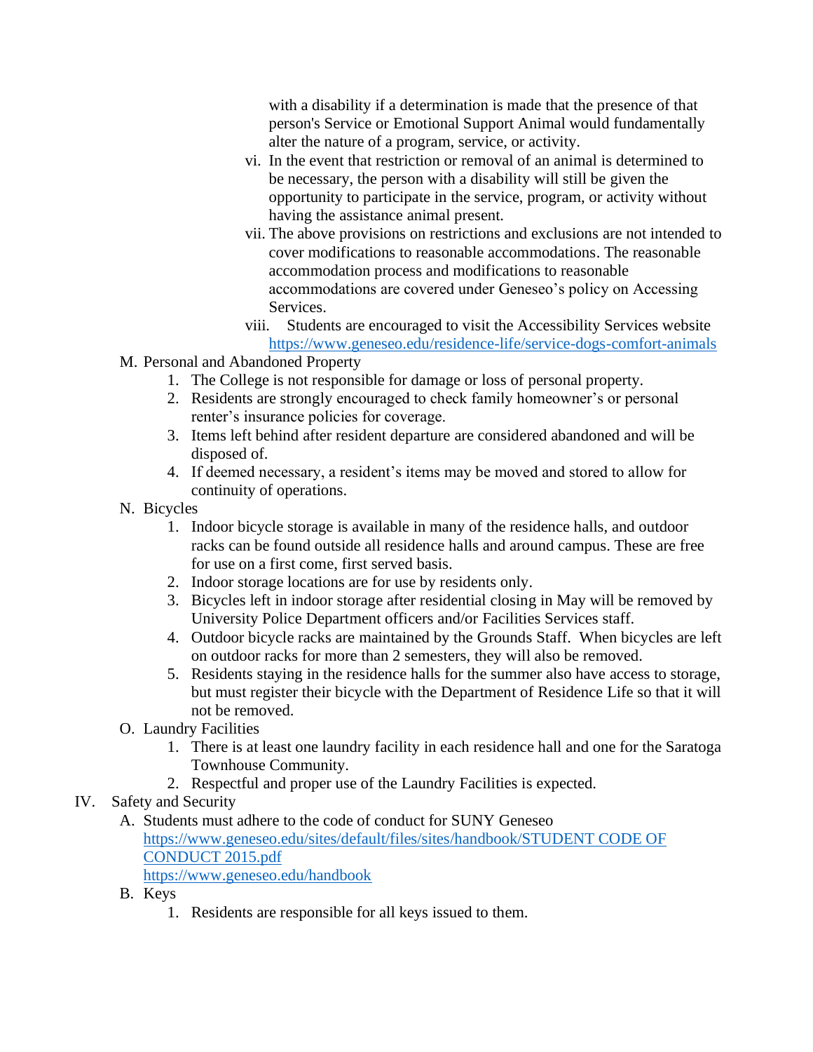with a disability if a determination is made that the presence of that person's Service or Emotional Support Animal would fundamentally alter the nature of a program, service, or activity.

vi. In the event that restriction or removal of an animal is determined to be necessary, the person with a disability will still be given the opportunity to participate in the service, program, or activity without having the assistance animal present.

vii. The above provisions on restrictions and exclusions are not intended to cover modifications to reasonable accommodations. The reasonable accommodation process and modifications to reasonable accommodations are covered under Geneseo's policy on Accessing Services.

viii. Students are encouraged to visit the Accessibility Services website https://www.geneseo.edu/residence-life/service-dogs-comfort-animals

M. Personal and Abandoned Property
1. The College is not responsible for damage or loss of personal property.
2. Residents are strongly encouraged to check family homeowner's or personal renter's insurance policies for coverage.
3. Items left behind after resident departure are considered abandoned and will be disposed of.
4. If deemed necessary, a resident's items may be moved and stored to allow for continuity of operations.

N. Bicycles
1. Indoor bicycle storage is available in many of the residence halls, and outdoor racks can be found outside all residence halls and around campus. These are free for use on a first come, first served basis.
2. Indoor storage locations are for use by residents only.
3. Bicycles left in indoor storage after residential closing in May will be removed by University Police Department officers and/or Facilities Services staff.
4. Outdoor bicycle racks are maintained by the Grounds Staff. When bicycles are left on outdoor racks for more than 2 semesters, they will also be removed.
5. Residents staying in the residence halls for the summer also have access to storage, but must register their bicycle with the Department of Residence Life so that it will not be removed.

O. Laundry Facilities
1. There is at least one laundry facility in each residence hall and one for the Saratoga Townhouse Community.
2. Respectful and proper use of the Laundry Facilities is expected.

IV. Safety and Security

A. Students must adhere to the code of conduct for SUNY Geneseo
https://www.geneseo.edu/sites/default/files/sites/handbook/STUDENT CODE OF CONDUCT 2015.pdf
https://www.geneseo.edu/handbook

B. Keys
1. Residents are responsible for all keys issued to them.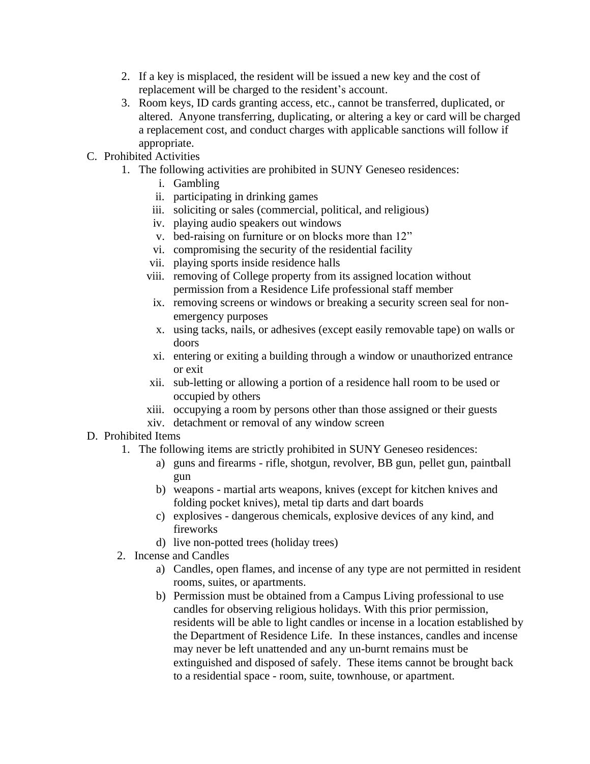2. If a key is misplaced, the resident will be issued a new key and the cost of replacement will be charged to the resident's account.
3. Room keys, ID cards granting access, etc., cannot be transferred, duplicated, or altered. Anyone transferring, duplicating, or altering a key or card will be charged a replacement cost, and conduct charges with applicable sanctions will follow if appropriate.

C. Prohibited Activities

1. The following activities are prohibited in SUNY Geneseo residences:
   - i. Gambling
   - ii. participating in drinking games
   - iii. soliciting or sales (commercial, political, and religious)
   - iv. playing audio speakers out windows
   - v. bed-raising on furniture or on blocks more than 12"
   - vi. compromising the security of the residential facility
   - vii. playing sports inside residence halls
   - viii. removing of College property from its assigned location without permission from a Residence Life professional staff member
   - ix. removing screens or windows or breaking a security screen seal for non-emergency purposes
   - x. using tacks, nails, or adhesives (except easily removable tape) on walls or doors
   - xi. entering or exiting a building through a window or unauthorized entrance or exit
   - xii. sub-letting or allowing a portion of a residence hall room to be used or occupied by others
   - xiii. occupying a room by persons other than those assigned or their guests
   - xiv. detachment or removal of any window screen

D. Prohibited Items

1. The following items are strictly prohibited in SUNY Geneseo residences:
   - a) guns and firearms - rifle, shotgun, revolver, BB gun, pellet gun, paintball gun
   - b) weapons - martial arts weapons, knives (except for kitchen knives and folding pocket knives), metal tip darts and dart boards
   - c) explosives - dangerous chemicals, explosive devices of any kind, and fireworks
   - d) live non-potted trees (holiday trees)
2. Incense and Candles
   - a) Candles, open flames, and incense of any type are not permitted in resident rooms, suites, or apartments.
   - b) Permission must be obtained from a Campus Living professional to use candles for observing religious holidays. With this prior permission, residents will be able to light candles or incense in a location established by the Department of Residence Life. In these instances, candles and incense may never be left unattended and any un-burnt remains must be extinguished and disposed of safely. These items cannot be brought back to a residential space - room, suite, townhouse, or apartment.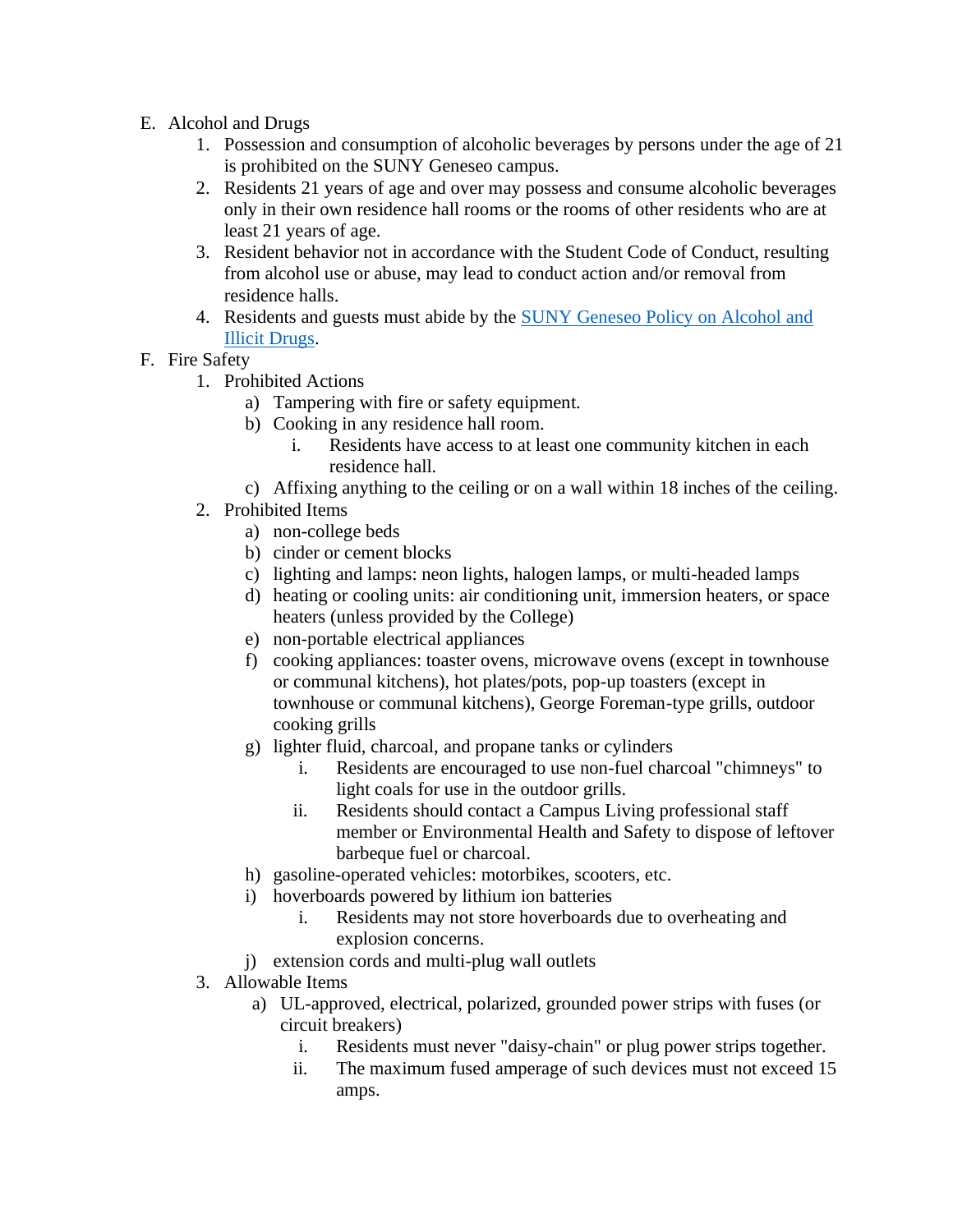E. Alcohol and Drugs
    1. Possession and consumption of alcoholic beverages by persons under the age of 21 is prohibited on the SUNY Geneseo campus.
    2. Residents 21 years of age and over may possess and consume alcoholic beverages only in their own residence hall rooms or the rooms of other residents who are at least 21 years of age.
    3. Resident behavior not in accordance with the Student Code of Conduct, resulting from alcohol use or abuse, may lead to conduct action and/or removal from residence halls.
    4. Residents and guests must abide by the [SUNY Geneseo Policy on Alcohol and Illicit Drugs]().

F. Fire Safety
    1. Prohibited Actions
        a) Tampering with fire or safety equipment.
        b) Cooking in any residence hall room.
            i. Residents have access to at least one community kitchen in each residence hall.
        c) Affixing anything to the ceiling or on a wall within 18 inches of the ceiling.
    2. Prohibited Items
        a) non-college beds
        b) cinder or cement blocks
        c) lighting and lamps: neon lights, halogen lamps, or multi-headed lamps
        d) heating or cooling units: air conditioning unit, immersion heaters, or space heaters (unless provided by the College)
        e) non-portable electrical appliances
        f) cooking appliances: toaster ovens, microwave ovens (except in townhouse or communal kitchens), hot plates/pots, pop-up toasters (except in townhouse or communal kitchens), George Foreman-type grills, outdoor cooking grills
        g) lighter fluid, charcoal, and propane tanks or cylinders
            i. Residents are encouraged to use non-fuel charcoal "chimneys" to light coals for use in the outdoor grills.
            ii. Residents should contact a Campus Living professional staff member or Environmental Health and Safety to dispose of leftover barbeque fuel or charcoal.
        h) gasoline-operated vehicles: motorbikes, scooters, etc.
        i) hoverboards powered by lithium ion batteries
            i. Residents may not store hoverboards due to overheating and explosion concerns.
        j) extension cords and multi-plug wall outlets
    3. Allowable Items
        a) UL-approved, electrical, polarized, grounded power strips with fuses (or circuit breakers)
            i. Residents must never "daisy-chain" or plug power strips together.
            ii. The maximum fused amperage of such devices must not exceed 15 amps.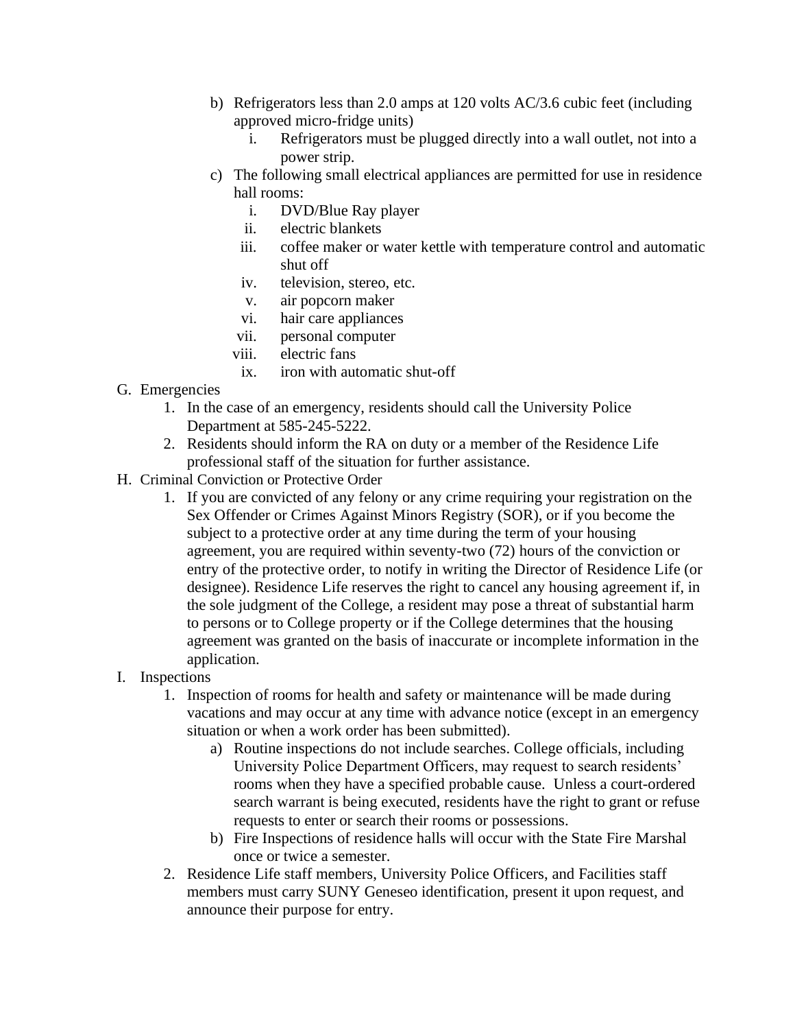b) Refrigerators less than 2.0 amps at 120 volts AC/3.6 cubic feet (including approved micro-fridge units)
   i. Refrigerators must be plugged directly into a wall outlet, not into a power strip.

c) The following small electrical appliances are permitted for use in residence hall rooms:
   i. DVD/Blue Ray player
   ii. electric blankets
   iii. coffee maker or water kettle with temperature control and automatic shut off
   iv. television, stereo, etc.
   v. air popcorn maker
   vi. hair care appliances
   vii. personal computer
   viii. electric fans
   ix. iron with automatic shut-off

G. Emergencies

1. In the case of an emergency, residents should call the University Police Department at 585-245-5222.
2. Residents should inform the RA on duty or a member of the Residence Life professional staff of the situation for further assistance.

H. Criminal Conviction or Protective Order

1. If you are convicted of any felony or any crime requiring your registration on the Sex Offender or Crimes Against Minors Registry (SOR), or if you become the subject to a protective order at any time during the term of your housing agreement, you are required within seventy-two (72) hours of the conviction or entry of the protective order, to notify in writing the Director of Residence Life (or designee). Residence Life reserves the right to cancel any housing agreement if, in the sole judgment of the College, a resident may pose a threat of substantial harm to persons or to College property or if the College determines that the housing agreement was granted on the basis of inaccurate or incomplete information in the application.

I. Inspections

1. Inspection of rooms for health and safety or maintenance will be made during vacations and may occur at any time with advance notice (except in an emergency situation or when a work order has been submitted).
   a) Routine inspections do not include searches. College officials, including University Police Department Officers, may request to search residents' rooms when they have a specified probable cause. Unless a court-ordered search warrant is being executed, residents have the right to grant or refuse requests to enter or search their rooms or possessions.
   b) Fire Inspections of residence halls will occur with the State Fire Marshal once or twice a semester.
2. Residence Life staff members, University Police Officers, and Facilities staff members must carry SUNY Geneseo identification, present it upon request, and announce their purpose for entry.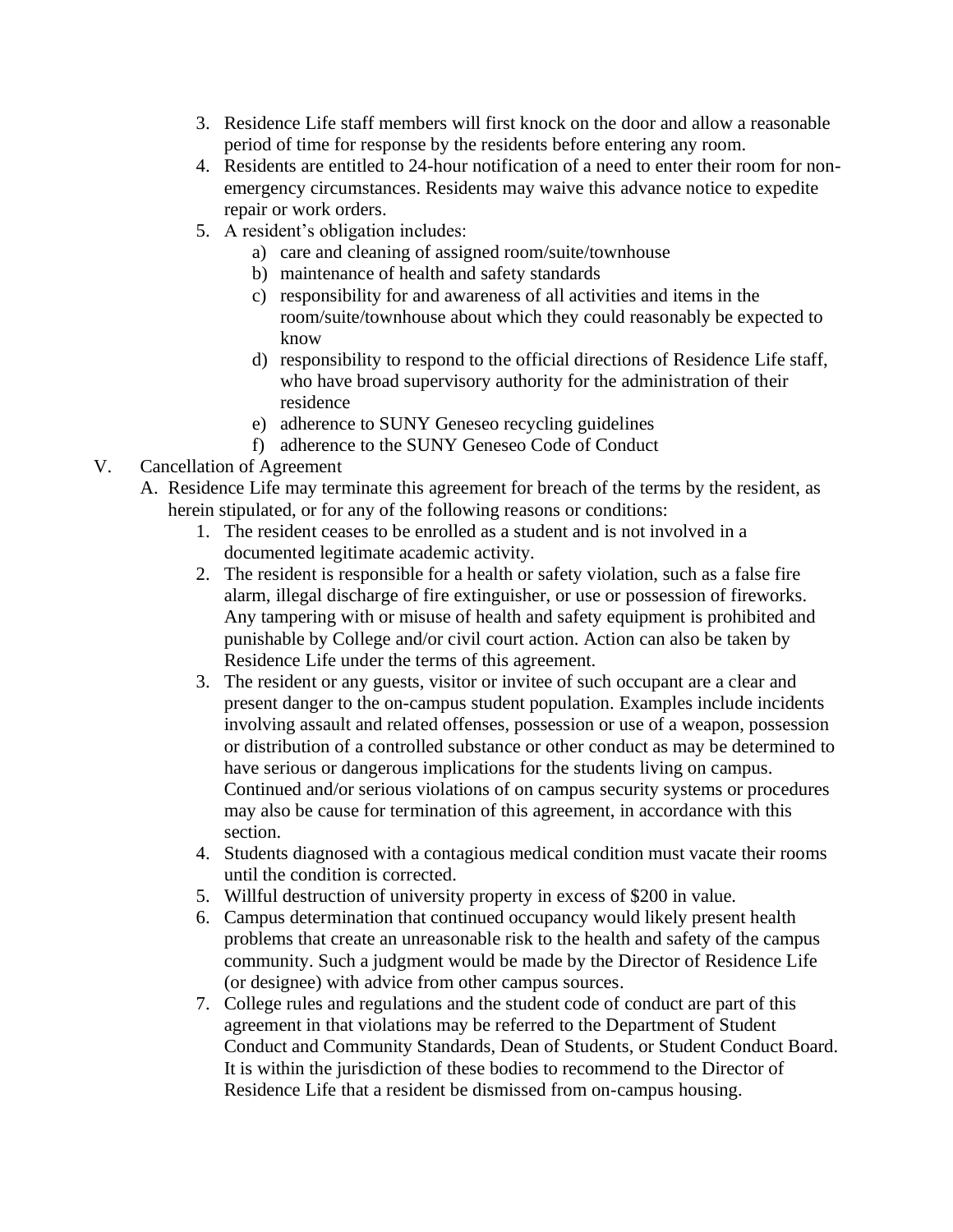3. Residence Life staff members will first knock on the door and allow a reasonable period of time for response by the residents before entering any room.
4. Residents are entitled to 24-hour notification of a need to enter their room for non-emergency circumstances. Residents may waive this advance notice to expedite repair or work orders.
5. A resident's obligation includes:
    a) care and cleaning of assigned room/suite/townhouse
    b) maintenance of health and safety standards
    c) responsibility for and awareness of all activities and items in the room/suite/townhouse about which they could reasonably be expected to know
    d) responsibility to respond to the official directions of Residence Life staff, who have broad supervisory authority for the administration of their residence
    e) adherence to SUNY Geneseo recycling guidelines
    f) adherence to the SUNY Geneseo Code of Conduct

V. Cancellation of Agreement

A. Residence Life may terminate this agreement for breach of the terms by the resident, as herein stipulated, or for any of the following reasons or conditions:

1. The resident ceases to be enrolled as a student and is not involved in a documented legitimate academic activity.
2. The resident is responsible for a health or safety violation, such as a false fire alarm, illegal discharge of fire extinguisher, or use or possession of fireworks. Any tampering with or misuse of health and safety equipment is prohibited and punishable by College and/or civil court action. Action can also be taken by Residence Life under the terms of this agreement.
3. The resident or any guests, visitor or invitee of such occupant are a clear and present danger to the on-campus student population. Examples include incidents involving assault and related offenses, possession or use of a weapon, possession or distribution of a controlled substance or other conduct as may be determined to have serious or dangerous implications for the students living on campus. Continued and/or serious violations of on campus security systems or procedures may also be cause for termination of this agreement, in accordance with this section.
4. Students diagnosed with a contagious medical condition must vacate their rooms until the condition is corrected.
5. Willful destruction of university property in excess of $200 in value.
6. Campus determination that continued occupancy would likely present health problems that create an unreasonable risk to the health and safety of the campus community. Such a judgment would be made by the Director of Residence Life (or designee) with advice from other campus sources.
7. College rules and regulations and the student code of conduct are part of this agreement in that violations may be referred to the Department of Student Conduct and Community Standards, Dean of Students, or Student Conduct Board. It is within the jurisdiction of these bodies to recommend to the Director of Residence Life that a resident be dismissed from on-campus housing.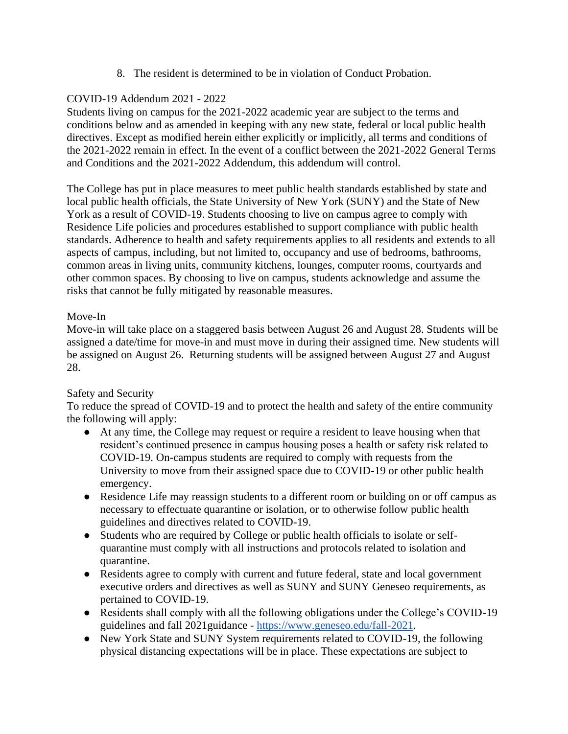8. The resident is determined to be in violation of Conduct Probation.

COVID-19 Addendum 2021 - 2022

Students living on campus for the 2021-2022 academic year are subject to the terms and conditions below and as amended in keeping with any new state, federal or local public health directives. Except as modified herein either explicitly or implicitly, all terms and conditions of the 2021-2022 remain in effect. In the event of a conflict between the 2021-2022 General Terms and Conditions and the 2021-2022 Addendum, this addendum will control.

The College has put in place measures to meet public health standards established by state and local public health officials, the State University of New York (SUNY) and the State of New York as a result of COVID-19. Students choosing to live on campus agree to comply with Residence Life policies and procedures established to support compliance with public health standards. Adherence to health and safety requirements applies to all residents and extends to all aspects of campus, including, but not limited to, occupancy and use of bedrooms, bathrooms, common areas in living units, community kitchens, lounges, computer rooms, courtyards and other common spaces. By choosing to live on campus, students acknowledge and assume the risks that cannot be fully mitigated by reasonable measures.

Move-In

Move-in will take place on a staggered basis between August 26 and August 28. Students will be assigned a date/time for move-in and must move in during their assigned time. New students will be assigned on August 26. Returning students will be assigned between August 27 and August 28.

Safety and Security

To reduce the spread of COVID-19 and to protect the health and safety of the entire community the following will apply:

- At any time, the College may request or require a resident to leave housing when that resident's continued presence in campus housing poses a health or safety risk related to COVID-19. On-campus students are required to comply with requests from the University to move from their assigned space due to COVID-19 or other public health emergency.
- Residence Life may reassign students to a different room or building on or off campus as necessary to effectuate quarantine or isolation, or to otherwise follow public health guidelines and directives related to COVID-19.
- Students who are required by College or public health officials to isolate or self-quarantine must comply with all instructions and protocols related to isolation and quarantine.
- Residents agree to comply with current and future federal, state and local government executive orders and directives as well as SUNY and SUNY Geneseo requirements, as pertained to COVID-19.
- Residents shall comply with all the following obligations under the College's COVID-19 guidelines and fall 2021guidance - [https://www.geneseo.edu/fall-2021](https://www.geneseo.edu/fall-2021).
- New York State and SUNY System requirements related to COVID-19, the following physical distancing expectations will be in place. These expectations are subject to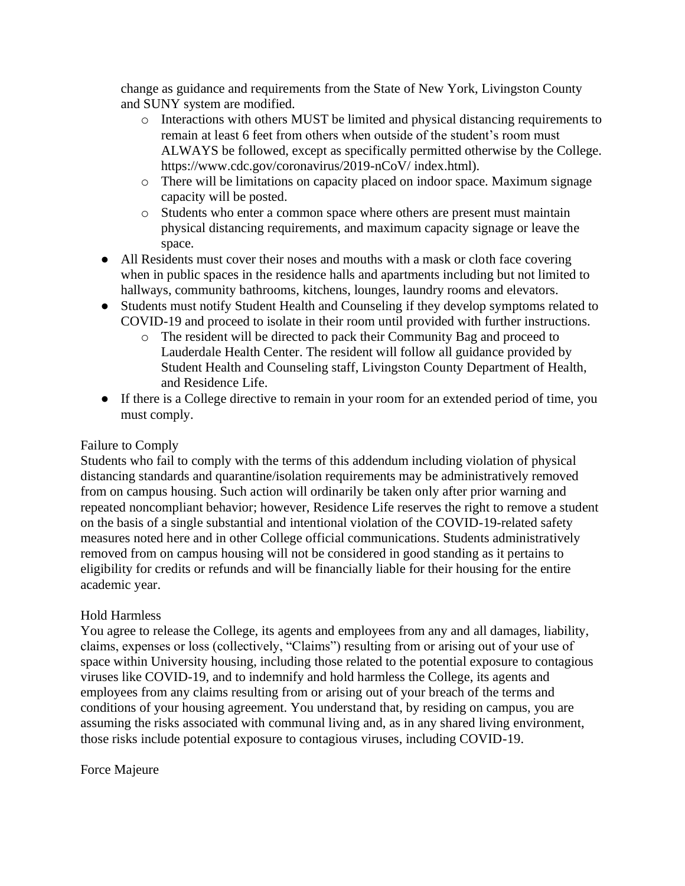change as guidance and requirements from the State of New York, Livingston County and SUNY system are modified.

  - Interactions with others MUST be limited and physical distancing requirements to remain at least 6 feet from others when outside of the student's room must ALWAYS be followed, except as specifically permitted otherwise by the College. https://www.cdc.gov/coronavirus/2019-nCoV/ index.html).
  - There will be limitations on capacity placed on indoor space. Maximum signage capacity will be posted.
  - Students who enter a common space where others are present must maintain physical distancing requirements, and maximum capacity signage or leave the space.

- All Residents must cover their noses and mouths with a mask or cloth face covering when in public spaces in the residence halls and apartments including but not limited to hallways, community bathrooms, kitchens, lounges, laundry rooms and elevators.
- Students must notify Student Health and Counseling if they develop symptoms related to COVID-19 and proceed to isolate in their room until provided with further instructions.
  - The resident will be directed to pack their Community Bag and proceed to Lauderdale Health Center. The resident will follow all guidance provided by Student Health and Counseling staff, Livingston County Department of Health, and Residence Life.
- If there is a College directive to remain in your room for an extended period of time, you must comply.

Failure to Comply

Students who fail to comply with the terms of this addendum including violation of physical distancing standards and quarantine/isolation requirements may be administratively removed from on campus housing. Such action will ordinarily be taken only after prior warning and repeated noncompliant behavior; however, Residence Life reserves the right to remove a student on the basis of a single substantial and intentional violation of the COVID-19-related safety measures noted here and in other College official communications. Students administratively removed from on campus housing will not be considered in good standing as it pertains to eligibility for credits or refunds and will be financially liable for their housing for the entire academic year.

Hold Harmless

You agree to release the College, its agents and employees from any and all damages, liability, claims, expenses or loss (collectively, "Claims") resulting from or arising out of your use of space within University housing, including those related to the potential exposure to contagious viruses like COVID-19, and to indemnify and hold harmless the College, its agents and employees from any claims resulting from or arising out of your breach of the terms and conditions of your housing agreement. You understand that, by residing on campus, you are assuming the risks associated with communal living and, as in any shared living environment, those risks include potential exposure to contagious viruses, including COVID-19.

Force Majeure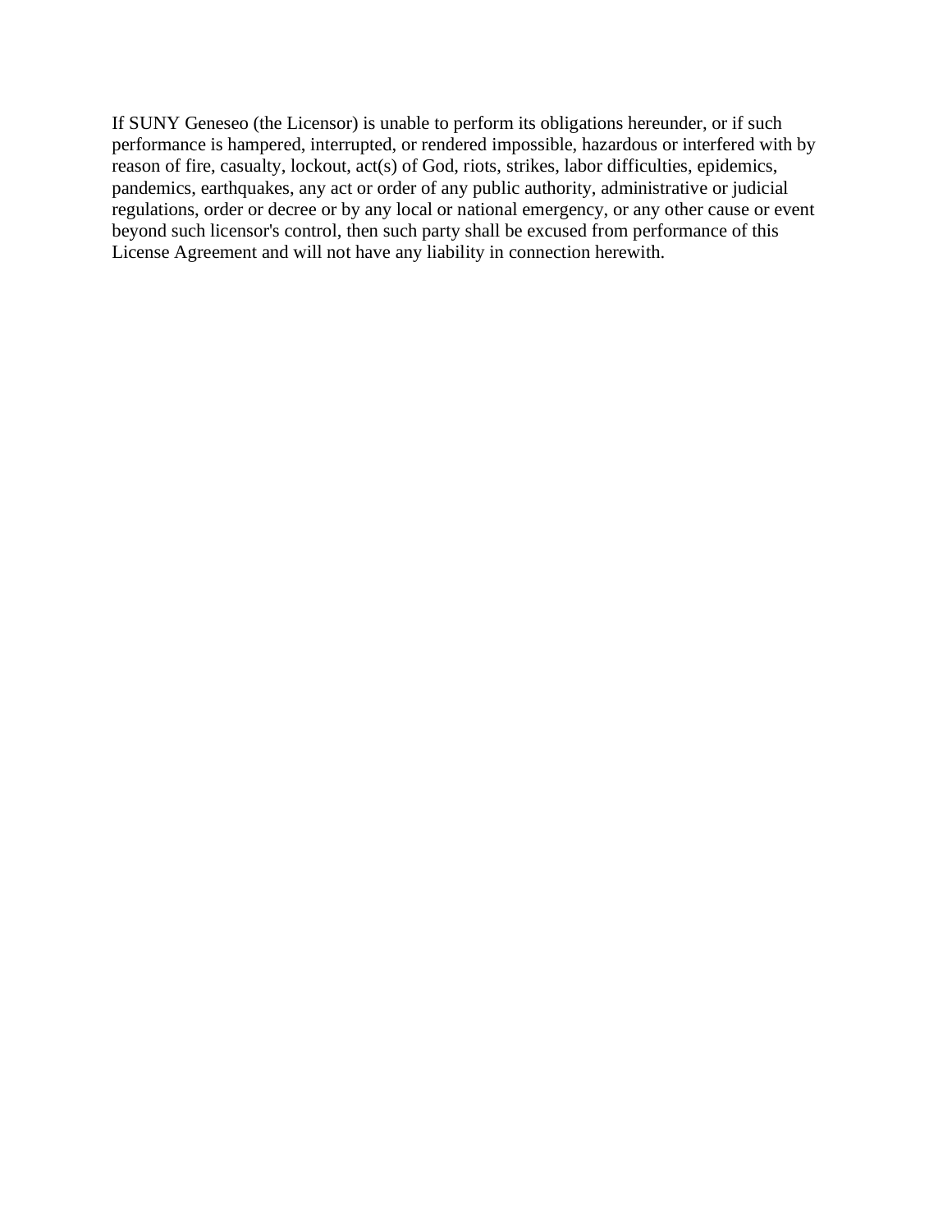If SUNY Geneseo (the Licensor) is unable to perform its obligations hereunder, or if such performance is hampered, interrupted, or rendered impossible, hazardous or interfered with by reason of fire, casualty, lockout, act(s) of God, riots, strikes, labor difficulties, epidemics, pandemics, earthquakes, any act or order of any public authority, administrative or judicial regulations, order or decree or by any local or national emergency, or any other cause or event beyond such licensor's control, then such party shall be excused from performance of this License Agreement and will not have any liability in connection herewith.